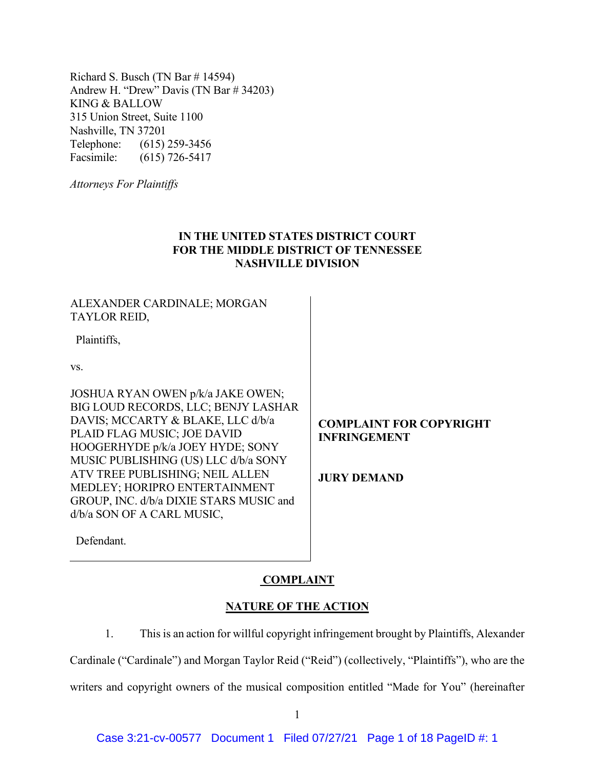Richard S. Busch (TN Bar # 14594)
Andrew H. "Drew" Davis (TN Bar # 34203)
KING & BALLOW
315 Union Street, Suite 1100
Nashville, TN 37201
Telephone: (615) 259-3456
Facsimile: (615) 726-5417

*Attorneys For Plaintiffs*

**IN THE UNITED STATES DISTRICT COURT**
**FOR THE MIDDLE DISTRICT OF TENNESSEE**
**NASHVILLE DIVISION**

ALEXANDER CARDINALE; MORGAN TAYLOR REID,

Plaintiffs,

vs.

JOSHUA RYAN OWEN p/k/a JAKE OWEN; BIG LOUD RECORDS, LLC; BENJY LASHAR DAVIS; MCCARTY & BLAKE, LLC d/b/a PLAID FLAG MUSIC; JOE DAVID HOOGERHYDE p/k/a JOEY HYDE; SONY MUSIC PUBLISHING (US) LLC d/b/a SONY ATV TREE PUBLISHING; NEIL ALLEN MEDLEY; HORIPRO ENTERTAINMENT GROUP, INC. d/b/a DIXIE STARS MUSIC and d/b/a SON OF A CARL MUSIC,

Defendant.

**COMPLAINT FOR COPYRIGHT INFRINGEMENT**

**JURY DEMAND**

## COMPLAINT

## NATURE OF THE ACTION

1. This is an action for willful copyright infringement brought by Plaintiffs, Alexander Cardinale ("Cardinale") and Morgan Taylor Reid ("Reid") (collectively, "Plaintiffs"), who are the writers and copyright owners of the musical composition entitled "Made for You" (hereinafter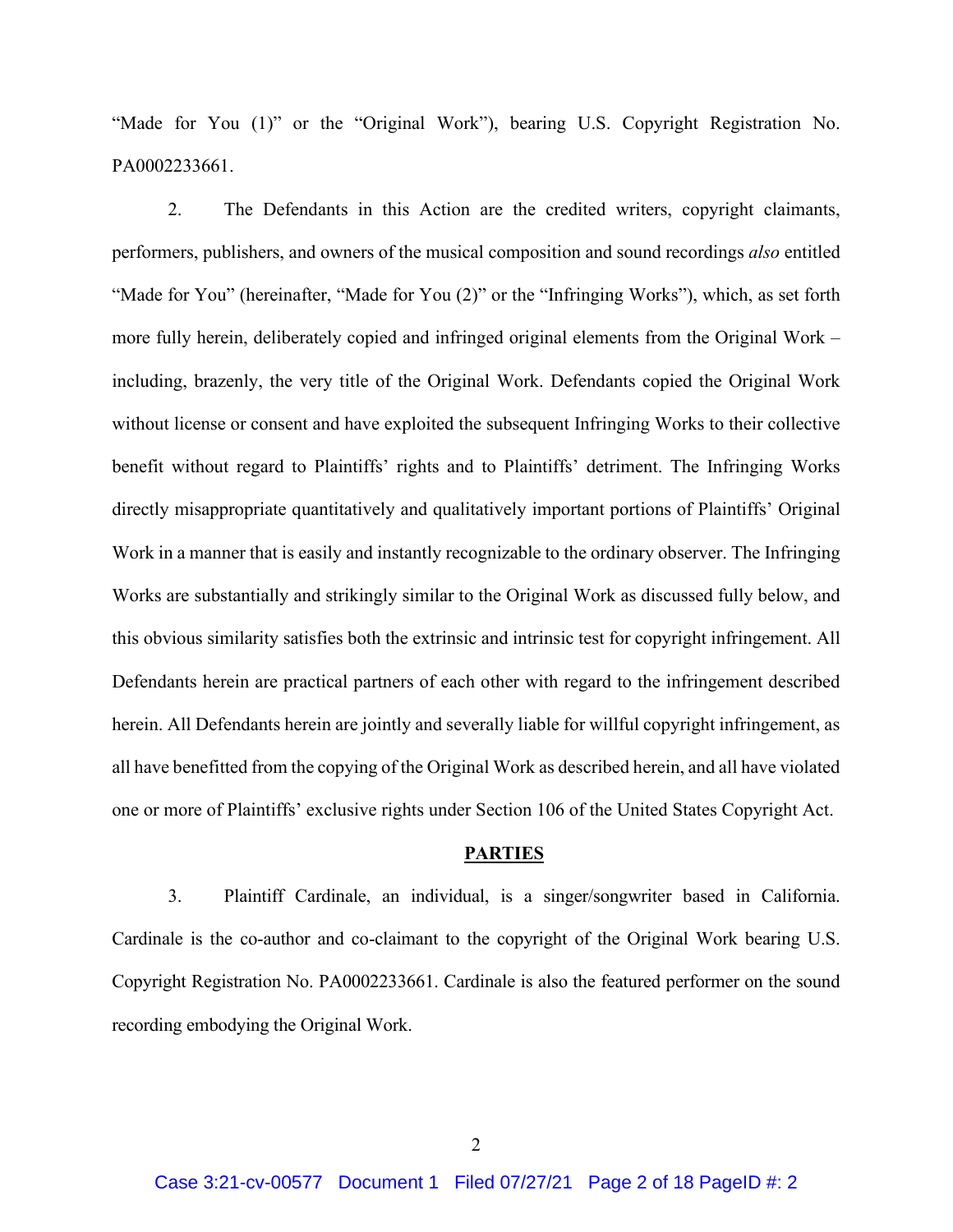"Made for You (1)" or the "Original Work"), bearing U.S. Copyright Registration No. PA0002233661.

2. The Defendants in this Action are the credited writers, copyright claimants, performers, publishers, and owners of the musical composition and sound recordings *also* entitled "Made for You" (hereinafter, "Made for You (2)" or the "Infringing Works"), which, as set forth more fully herein, deliberately copied and infringed original elements from the Original Work – including, brazenly, the very title of the Original Work. Defendants copied the Original Work without license or consent and have exploited the subsequent Infringing Works to their collective benefit without regard to Plaintiffs' rights and to Plaintiffs' detriment. The Infringing Works directly misappropriate quantitatively and qualitatively important portions of Plaintiffs' Original Work in a manner that is easily and instantly recognizable to the ordinary observer. The Infringing Works are substantially and strikingly similar to the Original Work as discussed fully below, and this obvious similarity satisfies both the extrinsic and intrinsic test for copyright infringement. All Defendants herein are practical partners of each other with regard to the infringement described herein. All Defendants herein are jointly and severally liable for willful copyright infringement, as all have benefitted from the copying of the Original Work as described herein, and all have violated one or more of Plaintiffs' exclusive rights under Section 106 of the United States Copyright Act.

## PARTIES

3. Plaintiff Cardinale, an individual, is a singer/songwriter based in California. Cardinale is the co-author and co-claimant to the copyright of the Original Work bearing U.S. Copyright Registration No. PA0002233661. Cardinale is also the featured performer on the sound recording embodying the Original Work.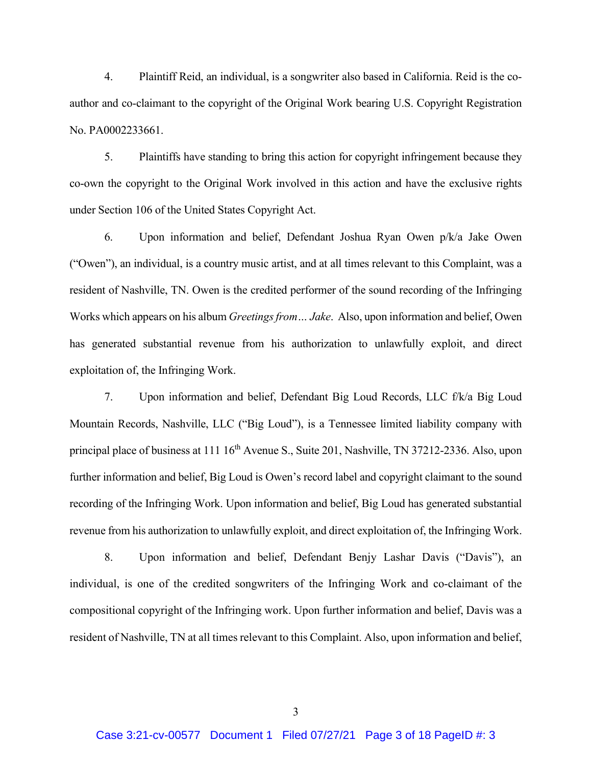4. Plaintiff Reid, an individual, is a songwriter also based in California. Reid is the co-author and co-claimant to the copyright of the Original Work bearing U.S. Copyright Registration No. PA0002233661.

5. Plaintiffs have standing to bring this action for copyright infringement because they co-own the copyright to the Original Work involved in this action and have the exclusive rights under Section 106 of the United States Copyright Act.

6. Upon information and belief, Defendant Joshua Ryan Owen p/k/a Jake Owen ("Owen"), an individual, is a country music artist, and at all times relevant to this Complaint, was a resident of Nashville, TN. Owen is the credited performer of the sound recording of the Infringing Works which appears on his album *Greetings from… Jake*. Also, upon information and belief, Owen has generated substantial revenue from his authorization to unlawfully exploit, and direct exploitation of, the Infringing Work.

7. Upon information and belief, Defendant Big Loud Records, LLC f/k/a Big Loud Mountain Records, Nashville, LLC ("Big Loud"), is a Tennessee limited liability company with principal place of business at 111 16th Avenue S., Suite 201, Nashville, TN 37212-2336. Also, upon further information and belief, Big Loud is Owen's record label and copyright claimant to the sound recording of the Infringing Work. Upon information and belief, Big Loud has generated substantial revenue from his authorization to unlawfully exploit, and direct exploitation of, the Infringing Work.

8. Upon information and belief, Defendant Benjy Lashar Davis ("Davis"), an individual, is one of the credited songwriters of the Infringing Work and co-claimant of the compositional copyright of the Infringing work. Upon further information and belief, Davis was a resident of Nashville, TN at all times relevant to this Complaint. Also, upon information and belief,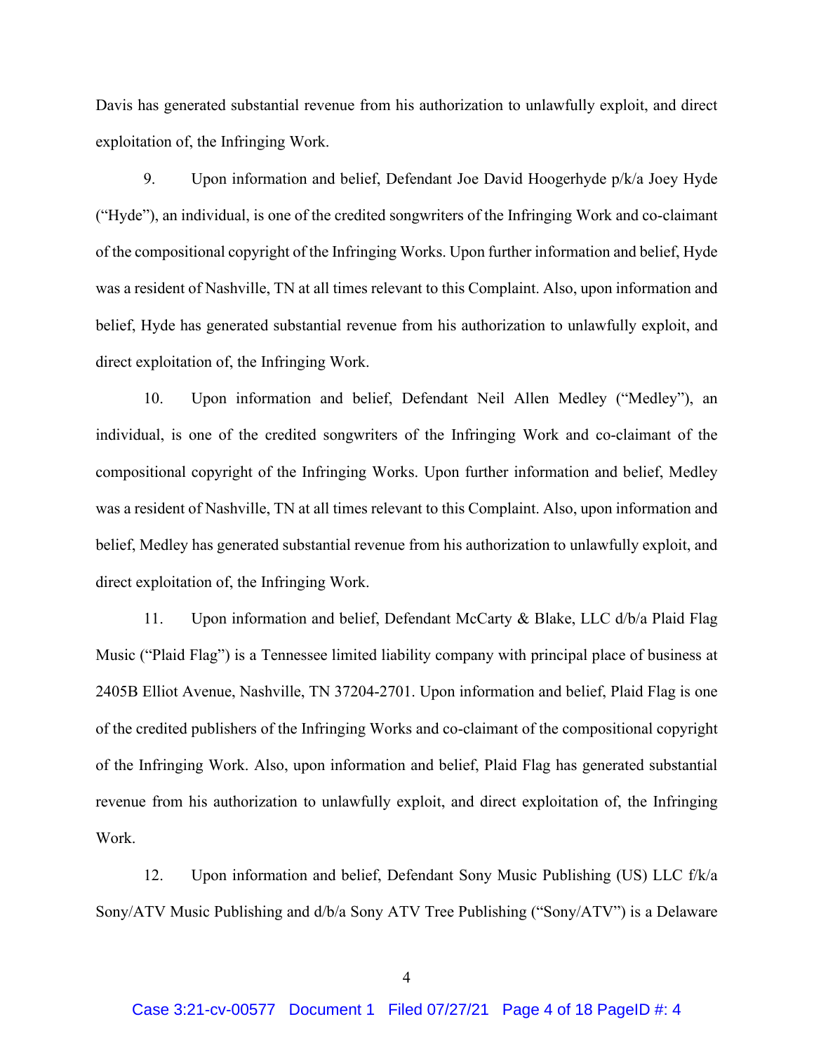Davis has generated substantial revenue from his authorization to unlawfully exploit, and direct exploitation of, the Infringing Work.

9. Upon information and belief, Defendant Joe David Hoogerhyde p/k/a Joey Hyde ("Hyde"), an individual, is one of the credited songwriters of the Infringing Work and co-claimant of the compositional copyright of the Infringing Works. Upon further information and belief, Hyde was a resident of Nashville, TN at all times relevant to this Complaint. Also, upon information and belief, Hyde has generated substantial revenue from his authorization to unlawfully exploit, and direct exploitation of, the Infringing Work.

10. Upon information and belief, Defendant Neil Allen Medley ("Medley"), an individual, is one of the credited songwriters of the Infringing Work and co-claimant of the compositional copyright of the Infringing Works. Upon further information and belief, Medley was a resident of Nashville, TN at all times relevant to this Complaint. Also, upon information and belief, Medley has generated substantial revenue from his authorization to unlawfully exploit, and direct exploitation of, the Infringing Work.

11. Upon information and belief, Defendant McCarty & Blake, LLC d/b/a Plaid Flag Music ("Plaid Flag") is a Tennessee limited liability company with principal place of business at 2405B Elliot Avenue, Nashville, TN 37204-2701. Upon information and belief, Plaid Flag is one of the credited publishers of the Infringing Works and co-claimant of the compositional copyright of the Infringing Work. Also, upon information and belief, Plaid Flag has generated substantial revenue from his authorization to unlawfully exploit, and direct exploitation of, the Infringing Work.

12. Upon information and belief, Defendant Sony Music Publishing (US) LLC f/k/a Sony/ATV Music Publishing and d/b/a Sony ATV Tree Publishing ("Sony/ATV") is a Delaware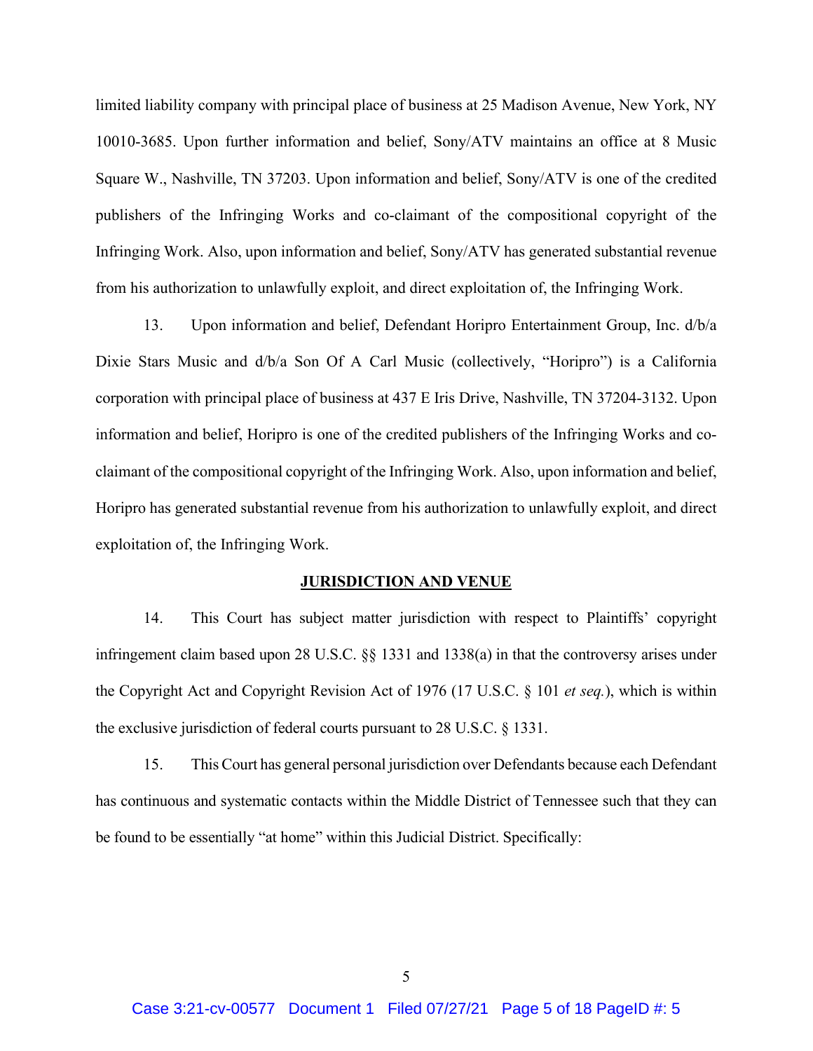limited liability company with principal place of business at 25 Madison Avenue, New York, NY 10010-3685. Upon further information and belief, Sony/ATV maintains an office at 8 Music Square W., Nashville, TN 37203. Upon information and belief, Sony/ATV is one of the credited publishers of the Infringing Works and co-claimant of the compositional copyright of the Infringing Work. Also, upon information and belief, Sony/ATV has generated substantial revenue from his authorization to unlawfully exploit, and direct exploitation of, the Infringing Work.

13. Upon information and belief, Defendant Horipro Entertainment Group, Inc. d/b/a Dixie Stars Music and d/b/a Son Of A Carl Music (collectively, "Horipro") is a California corporation with principal place of business at 437 E Iris Drive, Nashville, TN 37204-3132. Upon information and belief, Horipro is one of the credited publishers of the Infringing Works and co-claimant of the compositional copyright of the Infringing Work. Also, upon information and belief, Horipro has generated substantial revenue from his authorization to unlawfully exploit, and direct exploitation of, the Infringing Work.

## JURISDICTION AND VENUE

14. This Court has subject matter jurisdiction with respect to Plaintiffs' copyright infringement claim based upon 28 U.S.C. §§ 1331 and 1338(a) in that the controversy arises under the Copyright Act and Copyright Revision Act of 1976 (17 U.S.C. § 101 *et seq.*), which is within the exclusive jurisdiction of federal courts pursuant to 28 U.S.C. § 1331.

15. This Court has general personal jurisdiction over Defendants because each Defendant has continuous and systematic contacts within the Middle District of Tennessee such that they can be found to be essentially "at home" within this Judicial District. Specifically: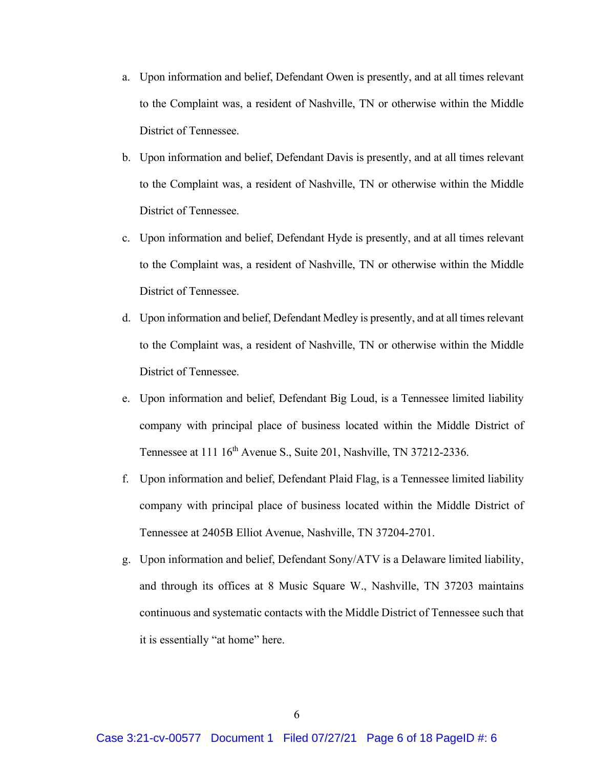a. Upon information and belief, Defendant Owen is presently, and at all times relevant to the Complaint was, a resident of Nashville, TN or otherwise within the Middle District of Tennessee.

b. Upon information and belief, Defendant Davis is presently, and at all times relevant to the Complaint was, a resident of Nashville, TN or otherwise within the Middle District of Tennessee.

c. Upon information and belief, Defendant Hyde is presently, and at all times relevant to the Complaint was, a resident of Nashville, TN or otherwise within the Middle District of Tennessee.

d. Upon information and belief, Defendant Medley is presently, and at all times relevant to the Complaint was, a resident of Nashville, TN or otherwise within the Middle District of Tennessee.

e. Upon information and belief, Defendant Big Loud, is a Tennessee limited liability company with principal place of business located within the Middle District of Tennessee at 111 16th Avenue S., Suite 201, Nashville, TN 37212-2336.

f. Upon information and belief, Defendant Plaid Flag, is a Tennessee limited liability company with principal place of business located within the Middle District of Tennessee at 2405B Elliot Avenue, Nashville, TN 37204-2701.

g. Upon information and belief, Defendant Sony/ATV is a Delaware limited liability, and through its offices at 8 Music Square W., Nashville, TN 37203 maintains continuous and systematic contacts with the Middle District of Tennessee such that it is essentially "at home" here.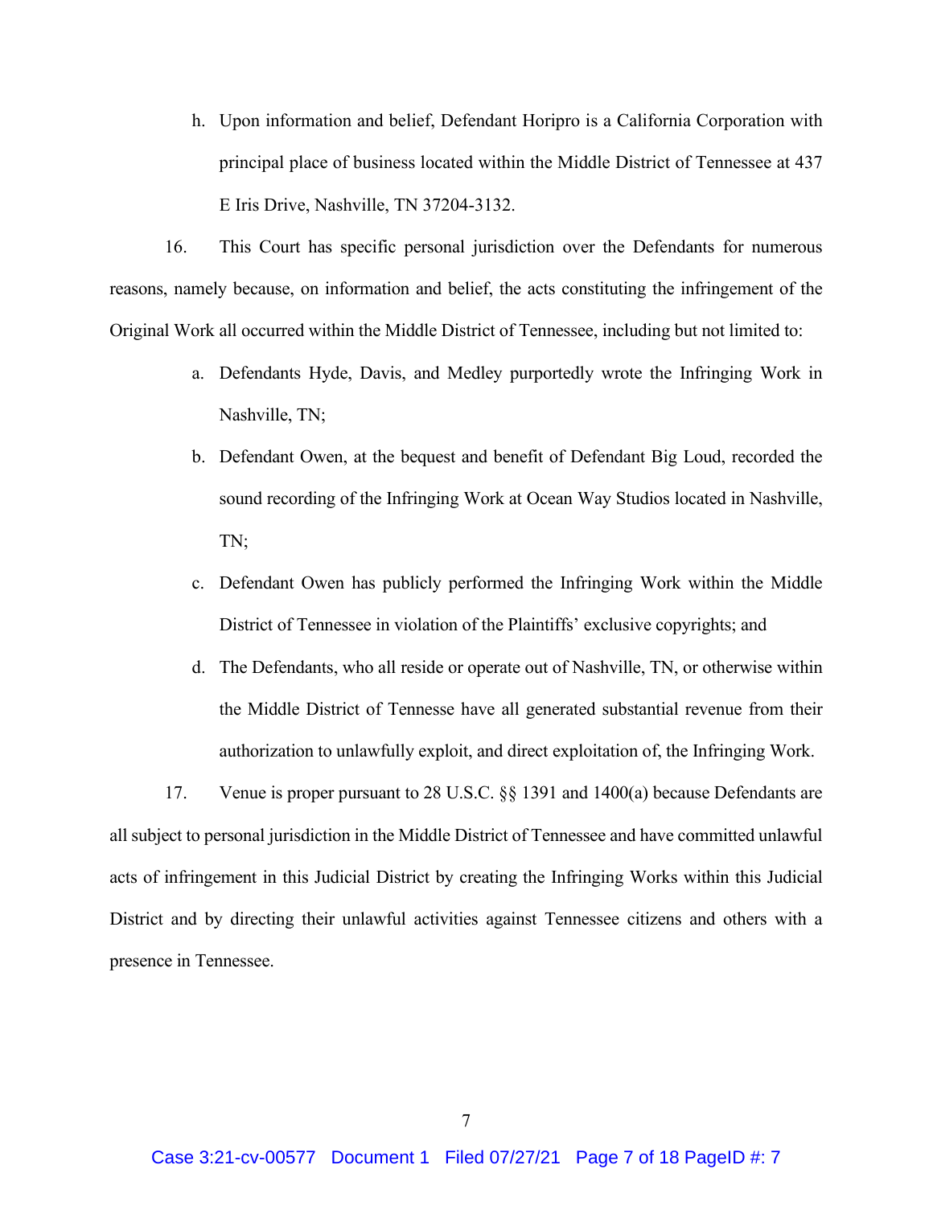h. Upon information and belief, Defendant Horipro is a California Corporation with principal place of business located within the Middle District of Tennessee at 437 E Iris Drive, Nashville, TN 37204-3132.

16. This Court has specific personal jurisdiction over the Defendants for numerous reasons, namely because, on information and belief, the acts constituting the infringement of the Original Work all occurred within the Middle District of Tennessee, including but not limited to:

a. Defendants Hyde, Davis, and Medley purportedly wrote the Infringing Work in Nashville, TN;

b. Defendant Owen, at the bequest and benefit of Defendant Big Loud, recorded the sound recording of the Infringing Work at Ocean Way Studios located in Nashville, TN;

c. Defendant Owen has publicly performed the Infringing Work within the Middle District of Tennessee in violation of the Plaintiffs' exclusive copyrights; and

d. The Defendants, who all reside or operate out of Nashville, TN, or otherwise within the Middle District of Tennesse have all generated substantial revenue from their authorization to unlawfully exploit, and direct exploitation of, the Infringing Work.

17. Venue is proper pursuant to 28 U.S.C. §§ 1391 and 1400(a) because Defendants are all subject to personal jurisdiction in the Middle District of Tennessee and have committed unlawful acts of infringement in this Judicial District by creating the Infringing Works within this Judicial District and by directing their unlawful activities against Tennessee citizens and others with a presence in Tennessee.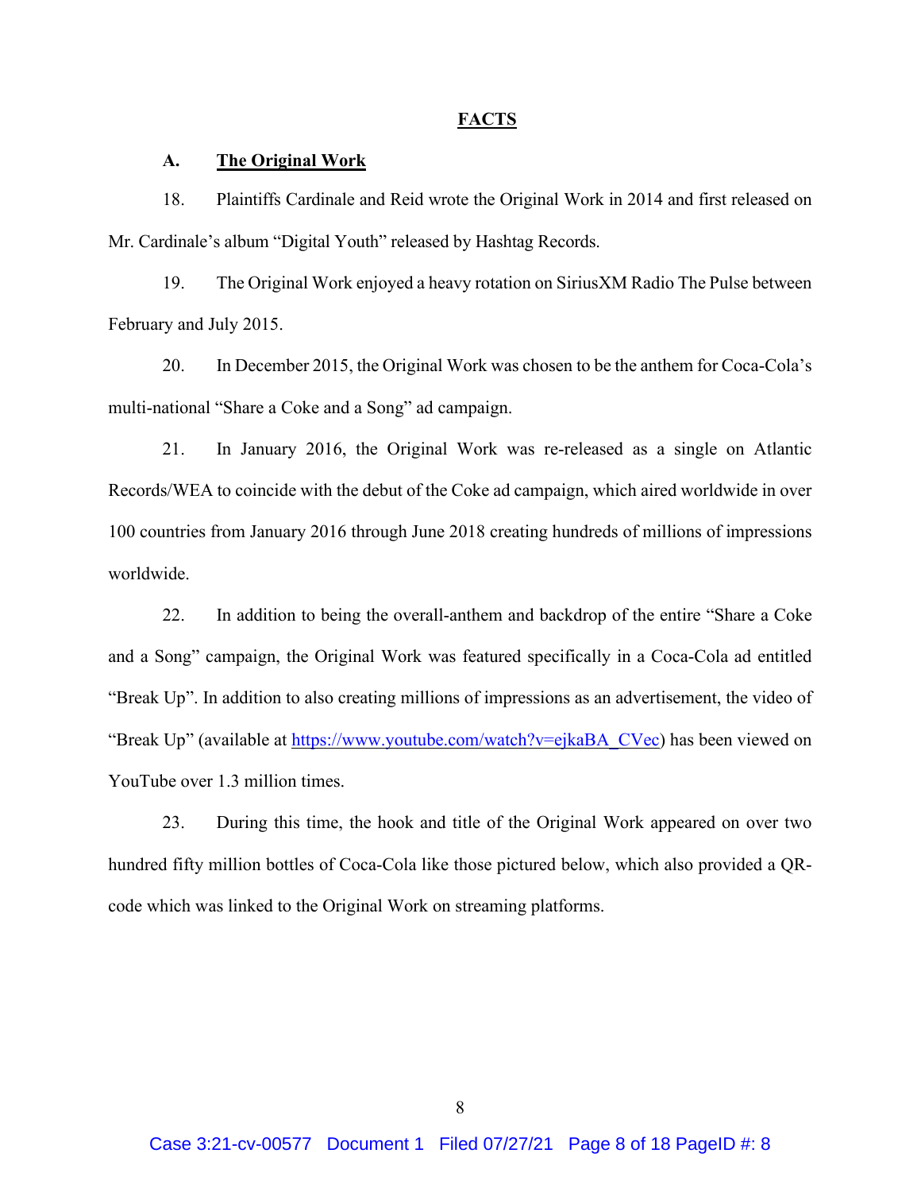## FACTS

### A. The Original Work

18. Plaintiffs Cardinale and Reid wrote the Original Work in 2014 and first released on Mr. Cardinale's album "Digital Youth" released by Hashtag Records.

19. The Original Work enjoyed a heavy rotation on SiriusXM Radio The Pulse between February and July 2015.

20. In December 2015, the Original Work was chosen to be the anthem for Coca-Cola's multi-national "Share a Coke and a Song" ad campaign.

21. In January 2016, the Original Work was re-released as a single on Atlantic Records/WEA to coincide with the debut of the Coke ad campaign, which aired worldwide in over 100 countries from January 2016 through June 2018 creating hundreds of millions of impressions worldwide.

22. In addition to being the overall-anthem and backdrop of the entire "Share a Coke and a Song" campaign, the Original Work was featured specifically in a Coca-Cola ad entitled "Break Up". In addition to also creating millions of impressions as an advertisement, the video of "Break Up" (available at https://www.youtube.com/watch?v=ejkaBA_CVec) has been viewed on YouTube over 1.3 million times.

23. During this time, the hook and title of the Original Work appeared on over two hundred fifty million bottles of Coca-Cola like those pictured below, which also provided a QR-code which was linked to the Original Work on streaming platforms.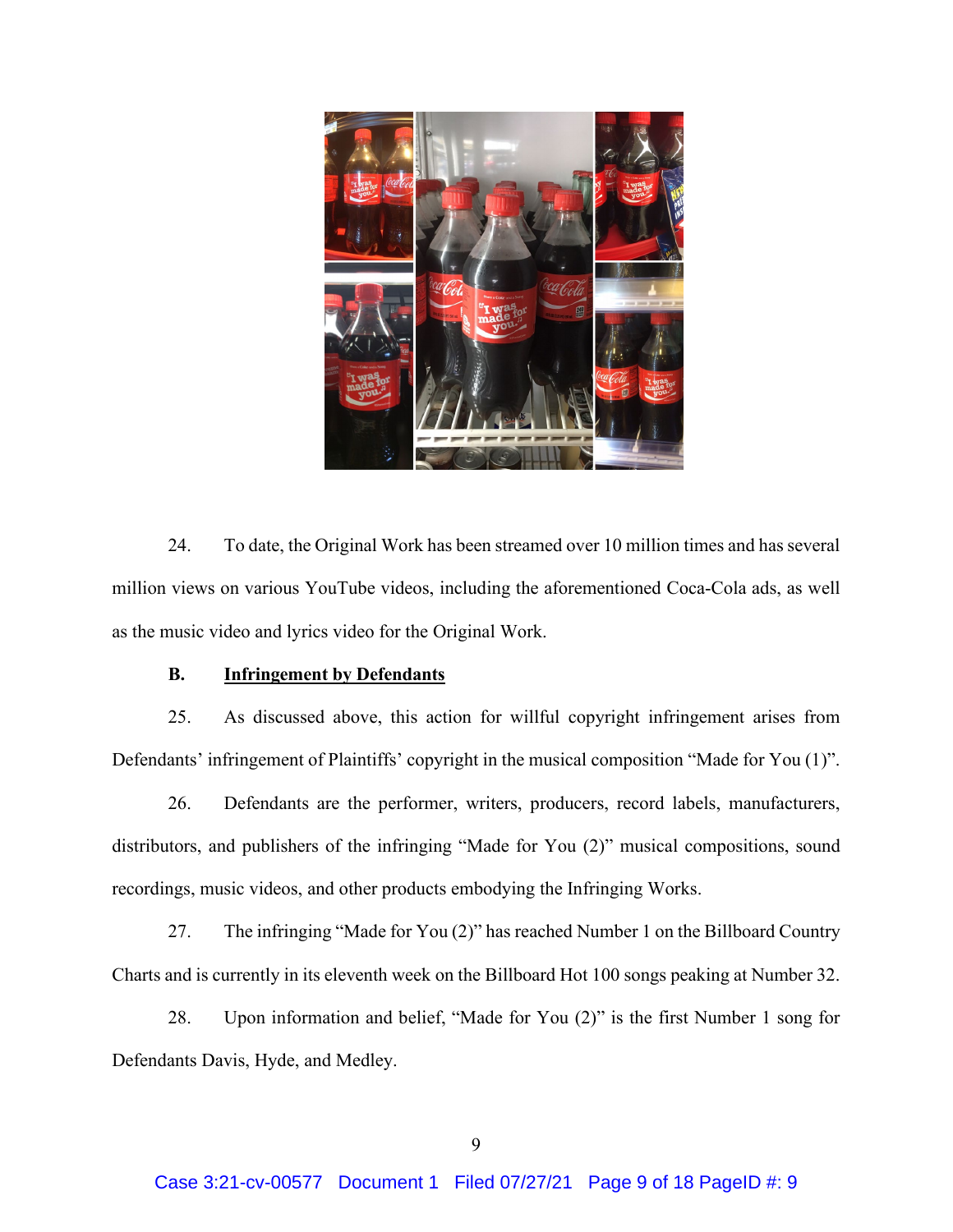24. To date, the Original Work has been streamed over 10 million times and has several million views on various YouTube videos, including the aforementioned Coca-Cola ads, as well as the music video and lyrics video for the Original Work.

**B. Infringement by Defendants**

25. As discussed above, this action for willful copyright infringement arises from Defendants' infringement of Plaintiffs' copyright in the musical composition "Made for You (1)".

26. Defendants are the performer, writers, producers, record labels, manufacturers, distributors, and publishers of the infringing "Made for You (2)" musical compositions, sound recordings, music videos, and other products embodying the Infringing Works.

27. The infringing "Made for You (2)" has reached Number 1 on the Billboard Country Charts and is currently in its eleventh week on the Billboard Hot 100 songs peaking at Number 32.

28. Upon information and belief, "Made for You (2)" is the first Number 1 song for Defendants Davis, Hyde, and Medley.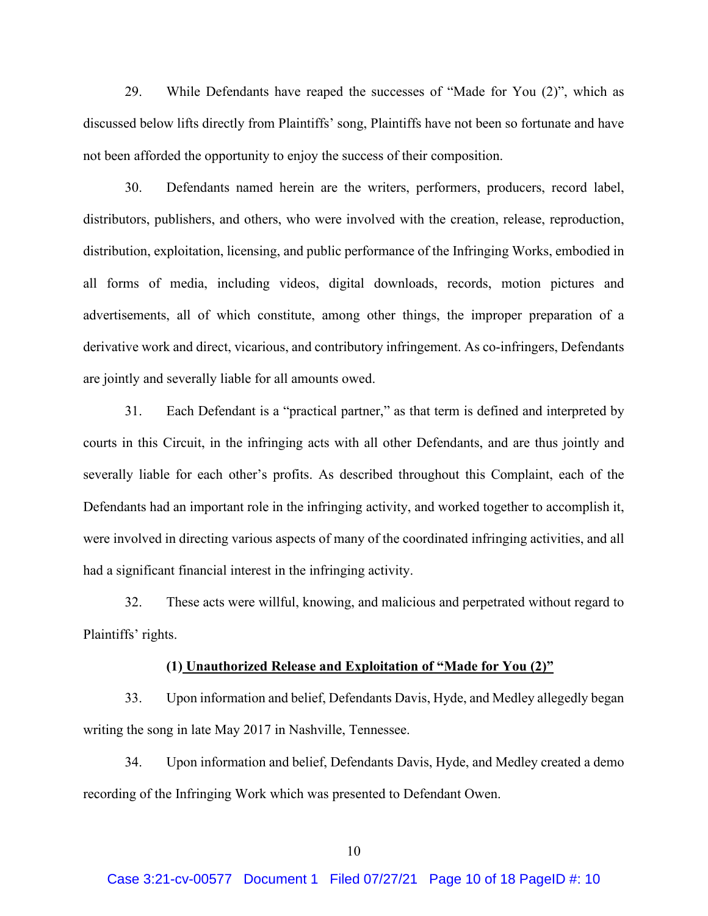29. While Defendants have reaped the successes of "Made for You (2)", which as discussed below lifts directly from Plaintiffs' song, Plaintiffs have not been so fortunate and have not been afforded the opportunity to enjoy the success of their composition.

30. Defendants named herein are the writers, performers, producers, record label, distributors, publishers, and others, who were involved with the creation, release, reproduction, distribution, exploitation, licensing, and public performance of the Infringing Works, embodied in all forms of media, including videos, digital downloads, records, motion pictures and advertisements, all of which constitute, among other things, the improper preparation of a derivative work and direct, vicarious, and contributory infringement. As co-infringers, Defendants are jointly and severally liable for all amounts owed.

31. Each Defendant is a "practical partner," as that term is defined and interpreted by courts in this Circuit, in the infringing acts with all other Defendants, and are thus jointly and severally liable for each other's profits. As described throughout this Complaint, each of the Defendants had an important role in the infringing activity, and worked together to accomplish it, were involved in directing various aspects of many of the coordinated infringing activities, and all had a significant financial interest in the infringing activity.

32. These acts were willful, knowing, and malicious and perpetrated without regard to Plaintiffs' rights.

**(1) Unauthorized Release and Exploitation of "Made for You (2)"**

33. Upon information and belief, Defendants Davis, Hyde, and Medley allegedly began writing the song in late May 2017 in Nashville, Tennessee.

34. Upon information and belief, Defendants Davis, Hyde, and Medley created a demo recording of the Infringing Work which was presented to Defendant Owen.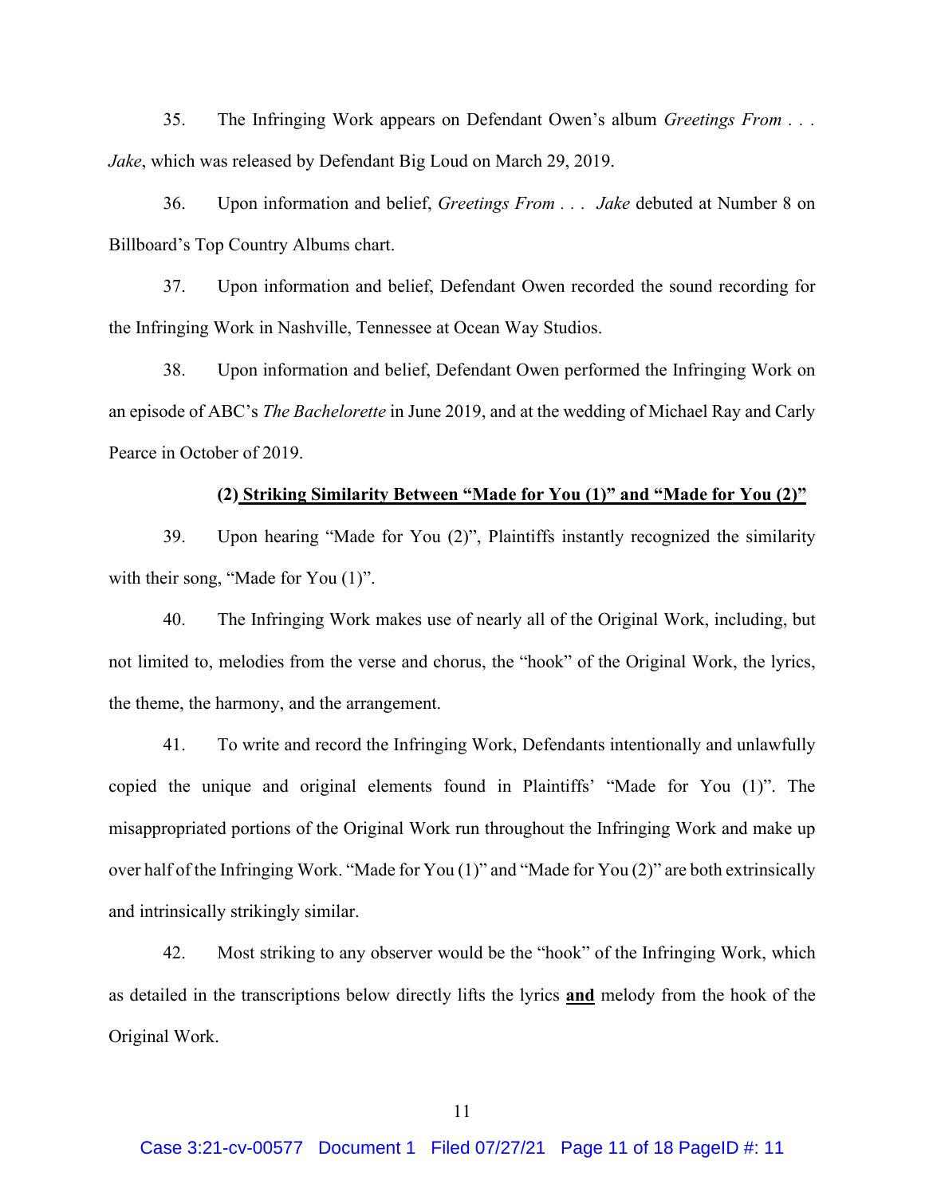35. The Infringing Work appears on Defendant Owen's album *Greetings From . . . Jake*, which was released by Defendant Big Loud on March 29, 2019.

36. Upon information and belief, *Greetings From . . . Jake* debuted at Number 8 on Billboard's Top Country Albums chart.

37. Upon information and belief, Defendant Owen recorded the sound recording for the Infringing Work in Nashville, Tennessee at Ocean Way Studios.

38. Upon information and belief, Defendant Owen performed the Infringing Work on an episode of ABC's *The Bachelorette* in June 2019, and at the wedding of Michael Ray and Carly Pearce in October of 2019.

**(2) Striking Similarity Between "Made for You (1)" and "Made for You (2)"**

39. Upon hearing "Made for You (2)", Plaintiffs instantly recognized the similarity with their song, "Made for You (1)".

40. The Infringing Work makes use of nearly all of the Original Work, including, but not limited to, melodies from the verse and chorus, the "hook" of the Original Work, the lyrics, the theme, the harmony, and the arrangement.

41. To write and record the Infringing Work, Defendants intentionally and unlawfully copied the unique and original elements found in Plaintiffs' "Made for You (1)". The misappropriated portions of the Original Work run throughout the Infringing Work and make up over half of the Infringing Work. "Made for You (1)" and "Made for You (2)" are both extrinsically and intrinsically strikingly similar.

42. Most striking to any observer would be the "hook" of the Infringing Work, which as detailed in the transcriptions below directly lifts the lyrics **and** melody from the hook of the Original Work.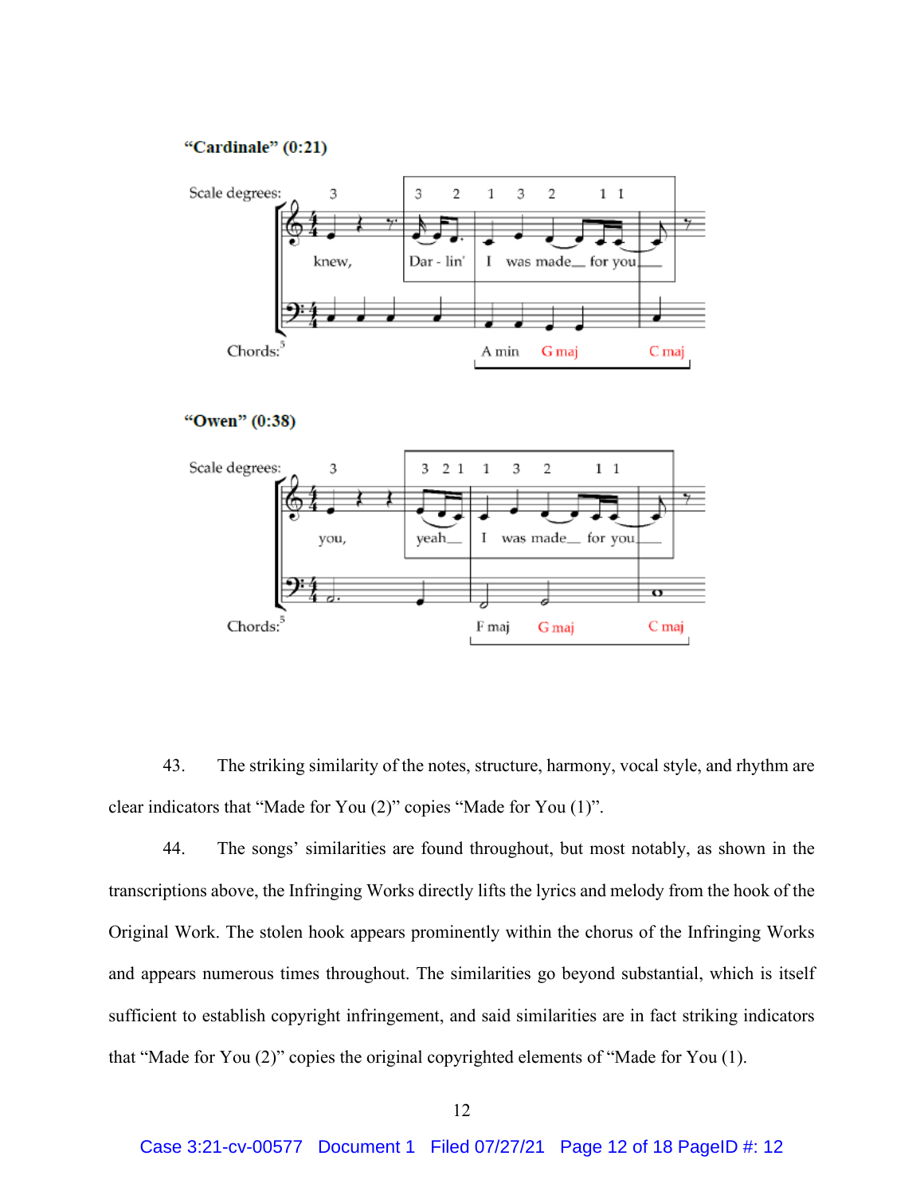**"Cardinale" (0:21)**

Scale degrees: 3 | 3 2 | 1 3 2 1 1

knew, | Dar - lin' | I was made__ for you__

Chords:[5] A min G maj C maj

**"Owen" (0:38)**

Scale degrees: 3 | 3 2 1 | 1 3 2 1 1

you, | yeah__ | I was made__ for you__

Chords:[5] F maj G maj C maj

43. The striking similarity of the notes, structure, harmony, vocal style, and rhythm are clear indicators that "Made for You (2)" copies "Made for You (1)".

44. The songs' similarities are found throughout, but most notably, as shown in the transcriptions above, the Infringing Works directly lifts the lyrics and melody from the hook of the Original Work. The stolen hook appears prominently within the chorus of the Infringing Works and appears numerous times throughout. The similarities go beyond substantial, which is itself sufficient to establish copyright infringement, and said similarities are in fact striking indicators that "Made for You (2)" copies the original copyrighted elements of "Made for You (1).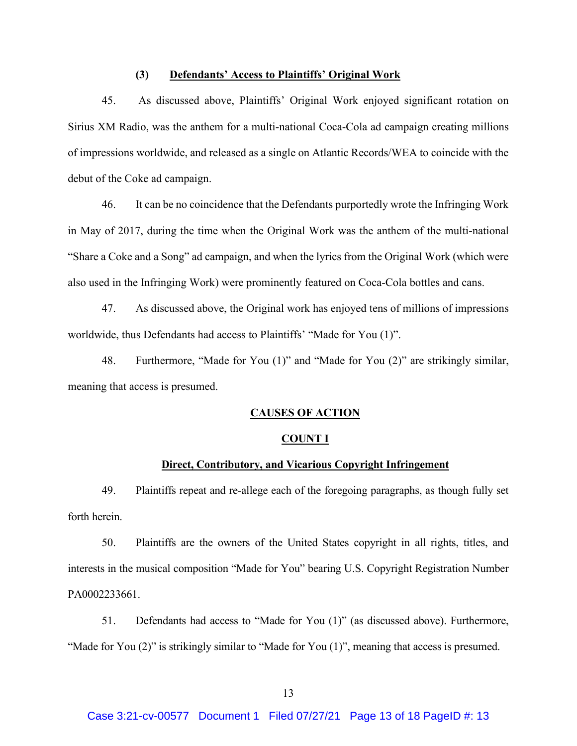### (3) Defendants' Access to Plaintiffs' Original Work

45. As discussed above, Plaintiffs' Original Work enjoyed significant rotation on Sirius XM Radio, was the anthem for a multi-national Coca-Cola ad campaign creating millions of impressions worldwide, and released as a single on Atlantic Records/WEA to coincide with the debut of the Coke ad campaign.

46. It can be no coincidence that the Defendants purportedly wrote the Infringing Work in May of 2017, during the time when the Original Work was the anthem of the multi-national "Share a Coke and a Song" ad campaign, and when the lyrics from the Original Work (which were also used in the Infringing Work) were prominently featured on Coca-Cola bottles and cans.

47. As discussed above, the Original work has enjoyed tens of millions of impressions worldwide, thus Defendants had access to Plaintiffs' "Made for You (1)".

48. Furthermore, "Made for You (1)" and "Made for You (2)" are strikingly similar, meaning that access is presumed.

## CAUSES OF ACTION

### COUNT I

### Direct, Contributory, and Vicarious Copyright Infringement

49. Plaintiffs repeat and re-allege each of the foregoing paragraphs, as though fully set forth herein.

50. Plaintiffs are the owners of the United States copyright in all rights, titles, and interests in the musical composition "Made for You" bearing U.S. Copyright Registration Number PA0002233661.

51. Defendants had access to "Made for You (1)" (as discussed above). Furthermore, "Made for You (2)" is strikingly similar to "Made for You (1)", meaning that access is presumed.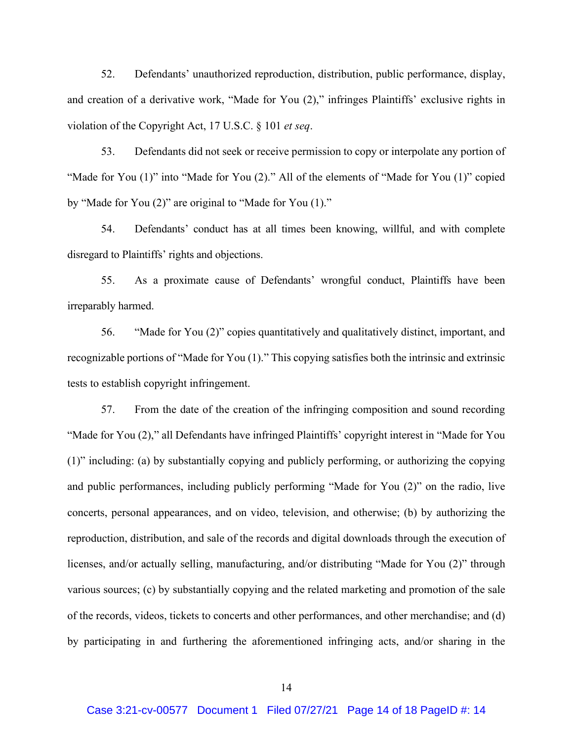52. Defendants' unauthorized reproduction, distribution, public performance, display, and creation of a derivative work, "Made for You (2)," infringes Plaintiffs' exclusive rights in violation of the Copyright Act, 17 U.S.C. § 101 *et seq*.

53. Defendants did not seek or receive permission to copy or interpolate any portion of "Made for You (1)" into "Made for You (2)." All of the elements of "Made for You (1)" copied by "Made for You (2)" are original to "Made for You (1)."

54. Defendants' conduct has at all times been knowing, willful, and with complete disregard to Plaintiffs' rights and objections.

55. As a proximate cause of Defendants' wrongful conduct, Plaintiffs have been irreparably harmed.

56. "Made for You (2)" copies quantitatively and qualitatively distinct, important, and recognizable portions of "Made for You (1)." This copying satisfies both the intrinsic and extrinsic tests to establish copyright infringement.

57. From the date of the creation of the infringing composition and sound recording "Made for You (2)," all Defendants have infringed Plaintiffs' copyright interest in "Made for You (1)" including: (a) by substantially copying and publicly performing, or authorizing the copying and public performances, including publicly performing "Made for You (2)" on the radio, live concerts, personal appearances, and on video, television, and otherwise; (b) by authorizing the reproduction, distribution, and sale of the records and digital downloads through the execution of licenses, and/or actually selling, manufacturing, and/or distributing "Made for You (2)" through various sources; (c) by substantially copying and the related marketing and promotion of the sale of the records, videos, tickets to concerts and other performances, and other merchandise; and (d) by participating in and furthering the aforementioned infringing acts, and/or sharing in the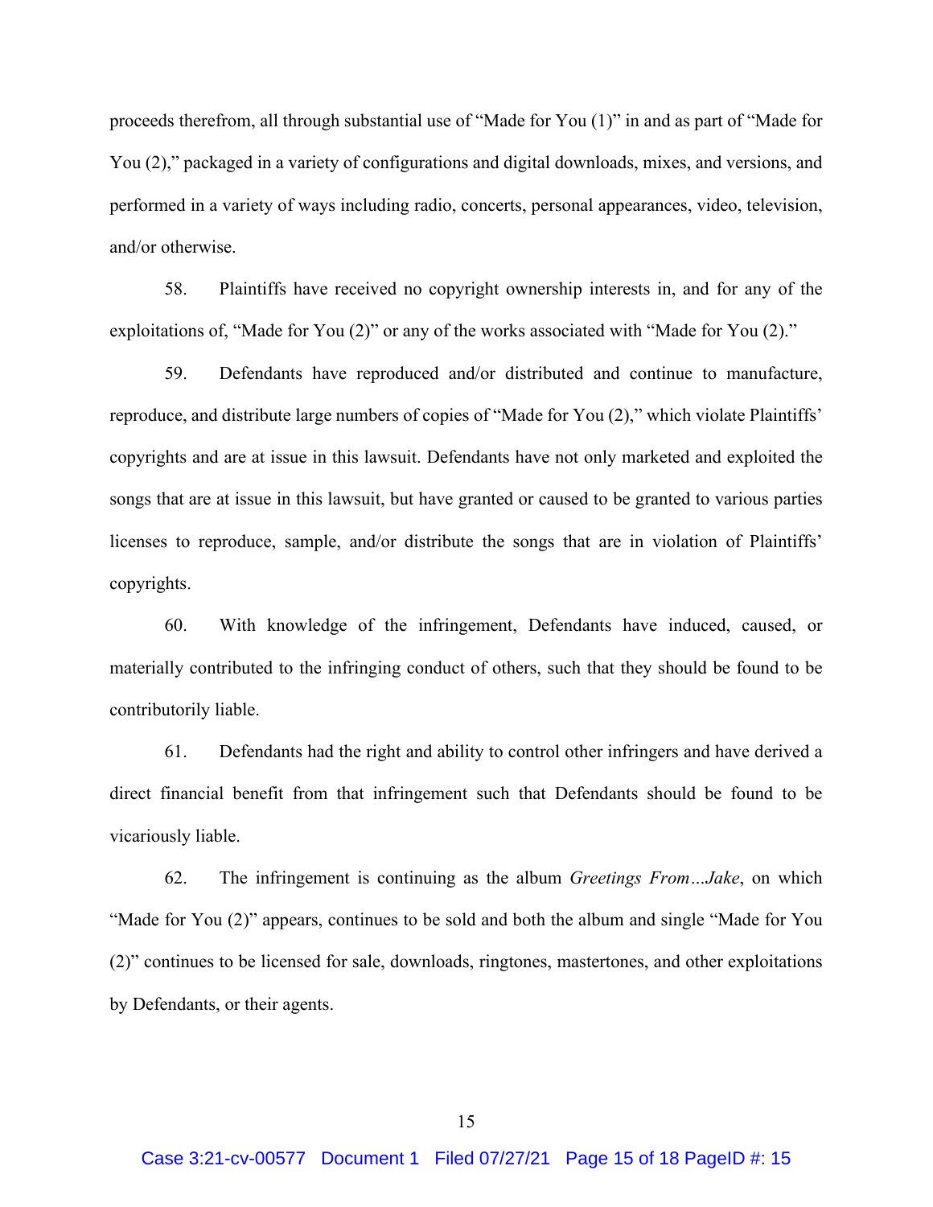proceeds therefrom, all through substantial use of "Made for You (1)" in and as part of "Made for You (2)," packaged in a variety of configurations and digital downloads, mixes, and versions, and performed in a variety of ways including radio, concerts, personal appearances, video, television, and/or otherwise.

58. Plaintiffs have received no copyright ownership interests in, and for any of the exploitations of, "Made for You (2)" or any of the works associated with "Made for You (2)."

59. Defendants have reproduced and/or distributed and continue to manufacture, reproduce, and distribute large numbers of copies of "Made for You (2)," which violate Plaintiffs' copyrights and are at issue in this lawsuit. Defendants have not only marketed and exploited the songs that are at issue in this lawsuit, but have granted or caused to be granted to various parties licenses to reproduce, sample, and/or distribute the songs that are in violation of Plaintiffs' copyrights.

60. With knowledge of the infringement, Defendants have induced, caused, or materially contributed to the infringing conduct of others, such that they should be found to be contributorily liable.

61. Defendants had the right and ability to control other infringers and have derived a direct financial benefit from that infringement such that Defendants should be found to be vicariously liable.

62. The infringement is continuing as the album *Greetings From…Jake*, on which "Made for You (2)" appears, continues to be sold and both the album and single "Made for You (2)" continues to be licensed for sale, downloads, ringtones, mastertones, and other exploitations by Defendants, or their agents.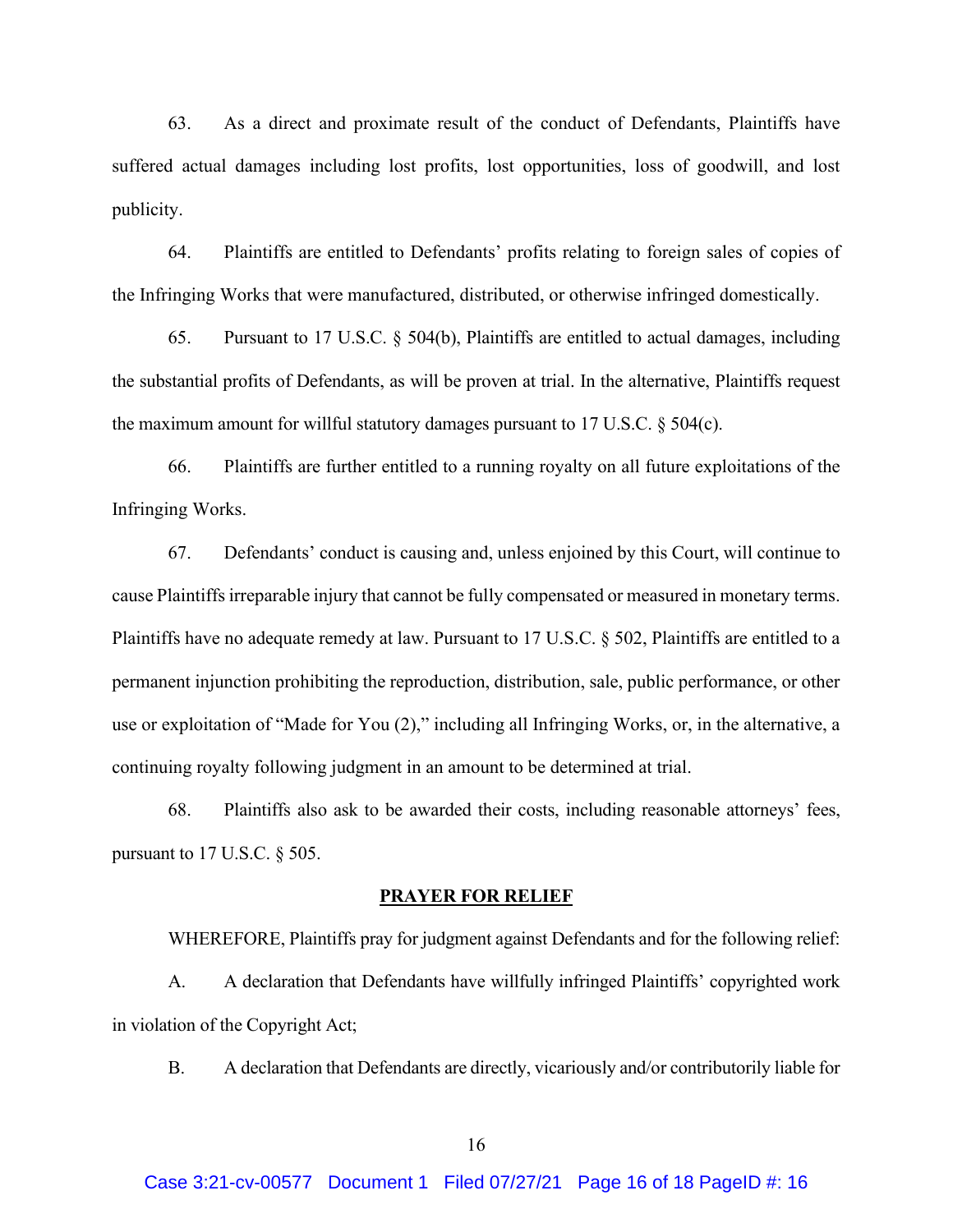63. As a direct and proximate result of the conduct of Defendants, Plaintiffs have suffered actual damages including lost profits, lost opportunities, loss of goodwill, and lost publicity.

64. Plaintiffs are entitled to Defendants' profits relating to foreign sales of copies of the Infringing Works that were manufactured, distributed, or otherwise infringed domestically.

65. Pursuant to 17 U.S.C. § 504(b), Plaintiffs are entitled to actual damages, including the substantial profits of Defendants, as will be proven at trial. In the alternative, Plaintiffs request the maximum amount for willful statutory damages pursuant to 17 U.S.C. § 504(c).

66. Plaintiffs are further entitled to a running royalty on all future exploitations of the Infringing Works.

67. Defendants' conduct is causing and, unless enjoined by this Court, will continue to cause Plaintiffs irreparable injury that cannot be fully compensated or measured in monetary terms. Plaintiffs have no adequate remedy at law. Pursuant to 17 U.S.C. § 502, Plaintiffs are entitled to a permanent injunction prohibiting the reproduction, distribution, sale, public performance, or other use or exploitation of "Made for You (2)," including all Infringing Works, or, in the alternative, a continuing royalty following judgment in an amount to be determined at trial.

68. Plaintiffs also ask to be awarded their costs, including reasonable attorneys' fees, pursuant to 17 U.S.C. § 505.

## PRAYER FOR RELIEF

WHEREFORE, Plaintiffs pray for judgment against Defendants and for the following relief:

A. A declaration that Defendants have willfully infringed Plaintiffs' copyrighted work in violation of the Copyright Act;

B. A declaration that Defendants are directly, vicariously and/or contributorily liable for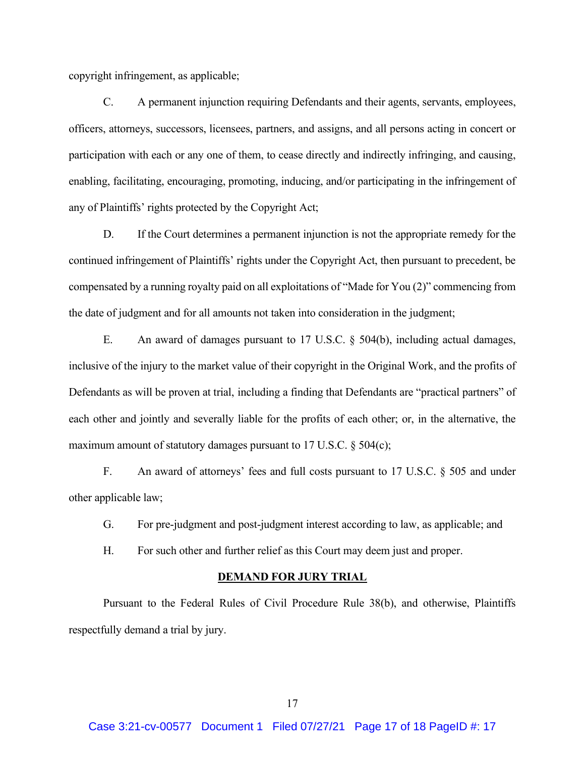copyright infringement, as applicable;

C. A permanent injunction requiring Defendants and their agents, servants, employees, officers, attorneys, successors, licensees, partners, and assigns, and all persons acting in concert or participation with each or any one of them, to cease directly and indirectly infringing, and causing, enabling, facilitating, encouraging, promoting, inducing, and/or participating in the infringement of any of Plaintiffs' rights protected by the Copyright Act;

D. If the Court determines a permanent injunction is not the appropriate remedy for the continued infringement of Plaintiffs' rights under the Copyright Act, then pursuant to precedent, be compensated by a running royalty paid on all exploitations of "Made for You (2)" commencing from the date of judgment and for all amounts not taken into consideration in the judgment;

E. An award of damages pursuant to 17 U.S.C. § 504(b), including actual damages, inclusive of the injury to the market value of their copyright in the Original Work, and the profits of Defendants as will be proven at trial, including a finding that Defendants are "practical partners" of each other and jointly and severally liable for the profits of each other; or, in the alternative, the maximum amount of statutory damages pursuant to 17 U.S.C. § 504(c);

F. An award of attorneys' fees and full costs pursuant to 17 U.S.C. § 505 and under other applicable law;

G. For pre-judgment and post-judgment interest according to law, as applicable; and

H. For such other and further relief as this Court may deem just and proper.

**DEMAND FOR JURY TRIAL**

Pursuant to the Federal Rules of Civil Procedure Rule 38(b), and otherwise, Plaintiffs respectfully demand a trial by jury.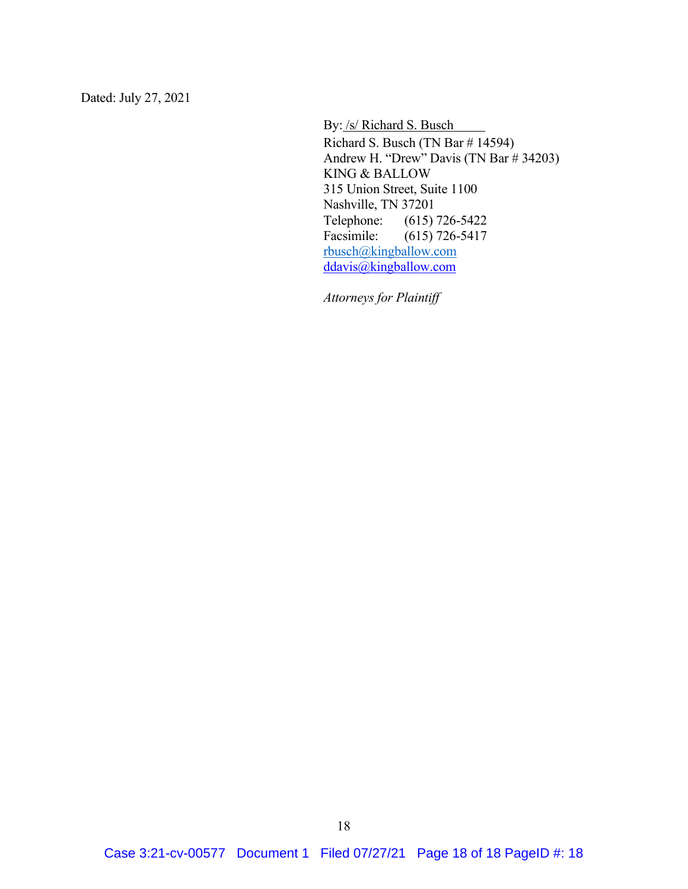Dated: July 27, 2021

By: /s/ Richard S. Busch
Richard S. Busch (TN Bar # 14594)
Andrew H. "Drew" Davis (TN Bar # 34203)
KING & BALLOW
315 Union Street, Suite 1100
Nashville, TN 37201
Telephone: (615) 726-5422
Facsimile: (615) 726-5417
rbusch@kingballow.com
ddavis@kingballow.com

*Attorneys for Plaintiff*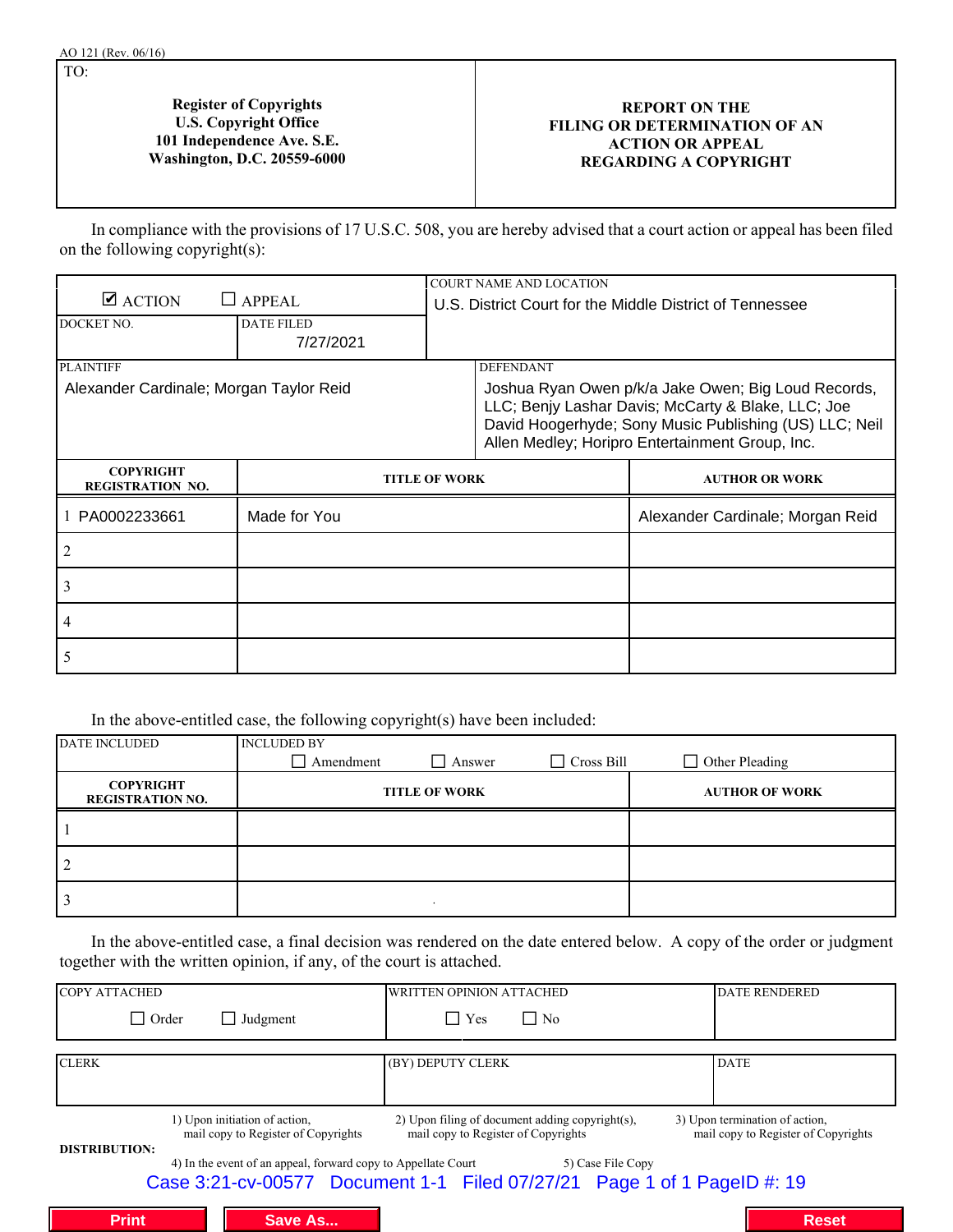AO 121 (Rev. 06/16)

| TO: | |
|---|---|
| **Register of Copyrights**<br>**U.S. Copyright Office**<br>**101 Independence Ave. S.E.**<br>**Washington, D.C. 20559-6000** | **REPORT ON THE FILING OR DETERMINATION OF AN ACTION OR APPEAL REGARDING A COPYRIGHT** |

In compliance with the provisions of 17 U.S.C. 508, you are hereby advised that a court action or appeal has been filed on the following copyright(s):

| ☑ ACTION ☐ APPEAL | | COURT NAME AND LOCATION |
|---|---|---|
| DOCKET NO. | DATE FILED<br>7/27/2021 | U.S. District Court for the Middle District of Tennessee |

| PLAINTIFF | DEFENDANT |
|---|---|
| Alexander Cardinale; Morgan Taylor Reid | Joshua Ryan Owen p/k/a Jake Owen; Big Loud Records, LLC; Benjy Lashar Davis; McCarty & Blake, LLC; Joe David Hoogerhyde; Sony Music Publishing (US) LLC; Neil Allen Medley; Horipro Entertainment Group, Inc. |

| COPYRIGHT REGISTRATION NO. | TITLE OF WORK | AUTHOR OR WORK |
|---|---|---|
| 1 PA0002233661 | Made for You | Alexander Cardinale; Morgan Reid |
| 2 | | |
| 3 | | |
| 4 | | |
| 5 | | |

In the above-entitled case, the following copyright(s) have been included:

| DATE INCLUDED | INCLUDED BY<br>☐ Amendment ☐ Answer ☐ Cross Bill ☐ Other Pleading | |
|---|---|---|
| **COPYRIGHT REGISTRATION NO.** | **TITLE OF WORK** | **AUTHOR OF WORK** |
| 1 | | |
| 2 | | |
| 3 | | |

In the above-entitled case, a final decision was rendered on the date entered below. A copy of the order or judgment together with the written opinion, if any, of the court is attached.

| COPY ATTACHED | WRITTEN OPINION ATTACHED | DATE RENDERED |
|---|---|---|
| ☐ Order ☐ Judgment | ☐ Yes ☐ No | |

| CLERK | (BY) DEPUTY CLERK | DATE |
|---|---|---|
| | | |

**DISTRIBUTION:**

1) Upon initiation of action, mail copy to Register of Copyrights
2) Upon filing of document adding copyright(s), mail copy to Register of Copyrights
3) Upon termination of action, mail copy to Register of Copyrights
4) In the event of an appeal, forward copy to Appellate Court
5) Case File Copy

Case 3:21-cv-00577 Document 1-1 Filed 07/27/21 Page 1 of 1 PageID #: 19